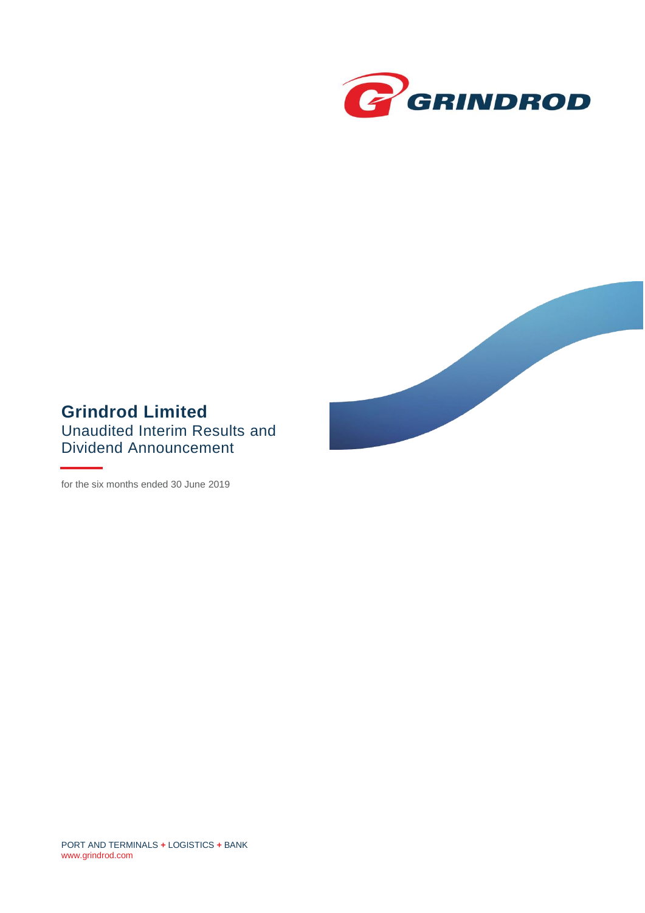GRINDROD

# Grindrod Limited

## Unaudited Interim Results and Dividend Announcement

for the six months ended 30 June 2019

PORT AND TERMINALS + LOGISTICS + BANK
www.grindrod.com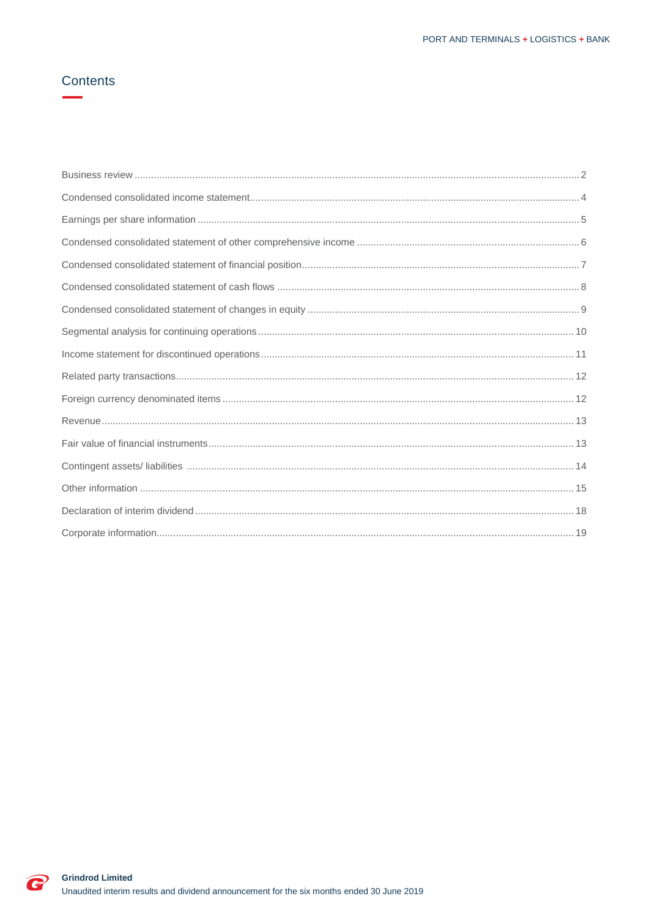# Contents

| | |
|---|---|
| Business review | 2 |
| Condensed consolidated income statement | 4 |
| Earnings per share information | 5 |
| Condensed consolidated statement of other comprehensive income | 6 |
| Condensed consolidated statement of financial position | 7 |
| Condensed consolidated statement of cash flows | 8 |
| Condensed consolidated statement of changes in equity | 9 |
| Segmental analysis for continuing operations | 10 |
| Income statement for discontinued operations | 11 |
| Related party transactions | 12 |
| Foreign currency denominated items | 12 |
| Revenue | 13 |
| Fair value of financial instruments | 13 |
| Contingent assets/ liabilities | 14 |
| Other information | 15 |
| Declaration of interim dividend | 18 |
| Corporate information | 19 |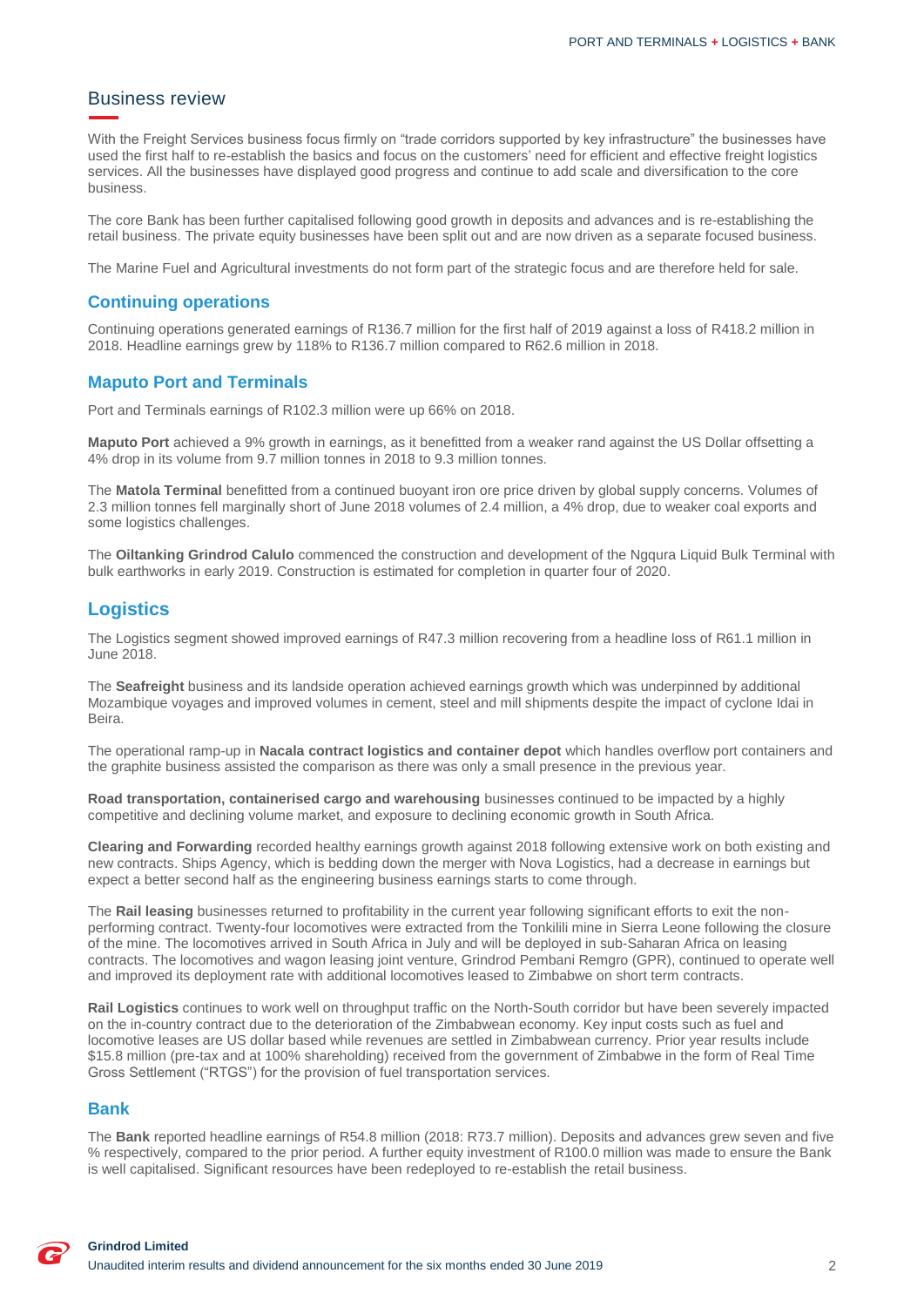# Business review

With the Freight Services business focus firmly on "trade corridors supported by key infrastructure" the businesses have used the first half to re-establish the basics and focus on the customers' need for efficient and effective freight logistics services. All the businesses have displayed good progress and continue to add scale and diversification to the core business.

The core Bank has been further capitalised following good growth in deposits and advances and is re-establishing the retail business. The private equity businesses have been split out and are now driven as a separate focused business.

The Marine Fuel and Agricultural investments do not form part of the strategic focus and are therefore held for sale.

## Continuing operations

Continuing operations generated earnings of R136.7 million for the first half of 2019 against a loss of R418.2 million in 2018. Headline earnings grew by 118% to R136.7 million compared to R62.6 million in 2018.

## Maputo Port and Terminals

Port and Terminals earnings of R102.3 million were up 66% on 2018.

**Maputo Port** achieved a 9% growth in earnings, as it benefitted from a weaker rand against the US Dollar offsetting a 4% drop in its volume from 9.7 million tonnes in 2018 to 9.3 million tonnes.

The **Matola Terminal** benefitted from a continued buoyant iron ore price driven by global supply concerns. Volumes of 2.3 million tonnes fell marginally short of June 2018 volumes of 2.4 million, a 4% drop, due to weaker coal exports and some logistics challenges.

The **Oiltanking Grindrod Calulo** commenced the construction and development of the Ngqura Liquid Bulk Terminal with bulk earthworks in early 2019. Construction is estimated for completion in quarter four of 2020.

## Logistics

The Logistics segment showed improved earnings of R47.3 million recovering from a headline loss of R61.1 million in June 2018.

The **Seafreight** business and its landside operation achieved earnings growth which was underpinned by additional Mozambique voyages and improved volumes in cement, steel and mill shipments despite the impact of cyclone Idai in Beira.

The operational ramp-up in **Nacala contract logistics and container depot** which handles overflow port containers and the graphite business assisted the comparison as there was only a small presence in the previous year.

**Road transportation, containerised cargo and warehousing** businesses continued to be impacted by a highly competitive and declining volume market, and exposure to declining economic growth in South Africa.

**Clearing and Forwarding** recorded healthy earnings growth against 2018 following extensive work on both existing and new contracts. Ships Agency, which is bedding down the merger with Nova Logistics, had a decrease in earnings but expect a better second half as the engineering business earnings starts to come through.

The **Rail leasing** businesses returned to profitability in the current year following significant efforts to exit the non-performing contract. Twenty-four locomotives were extracted from the Tonkilili mine in Sierra Leone following the closure of the mine. The locomotives arrived in South Africa in July and will be deployed in sub-Saharan Africa on leasing contracts. The locomotives and wagon leasing joint venture, Grindrod Pembani Remgro (GPR), continued to operate well and improved its deployment rate with additional locomotives leased to Zimbabwe on short term contracts.

**Rail Logistics** continues to work well on throughput traffic on the North-South corridor but have been severely impacted on the in-country contract due to the deterioration of the Zimbabwean economy. Key input costs such as fuel and locomotive leases are US dollar based while revenues are settled in Zimbabwean currency. Prior year results include $15.8 million (pre-tax and at 100% shareholding) received from the government of Zimbabwe in the form of Real Time Gross Settlement ("RTGS") for the provision of fuel transportation services.

## Bank

The **Bank** reported headline earnings of R54.8 million (2018: R73.7 million). Deposits and advances grew seven and five % respectively, compared to the prior period. A further equity investment of R100.0 million was made to ensure the Bank is well capitalised. Significant resources have been redeployed to re-establish the retail business.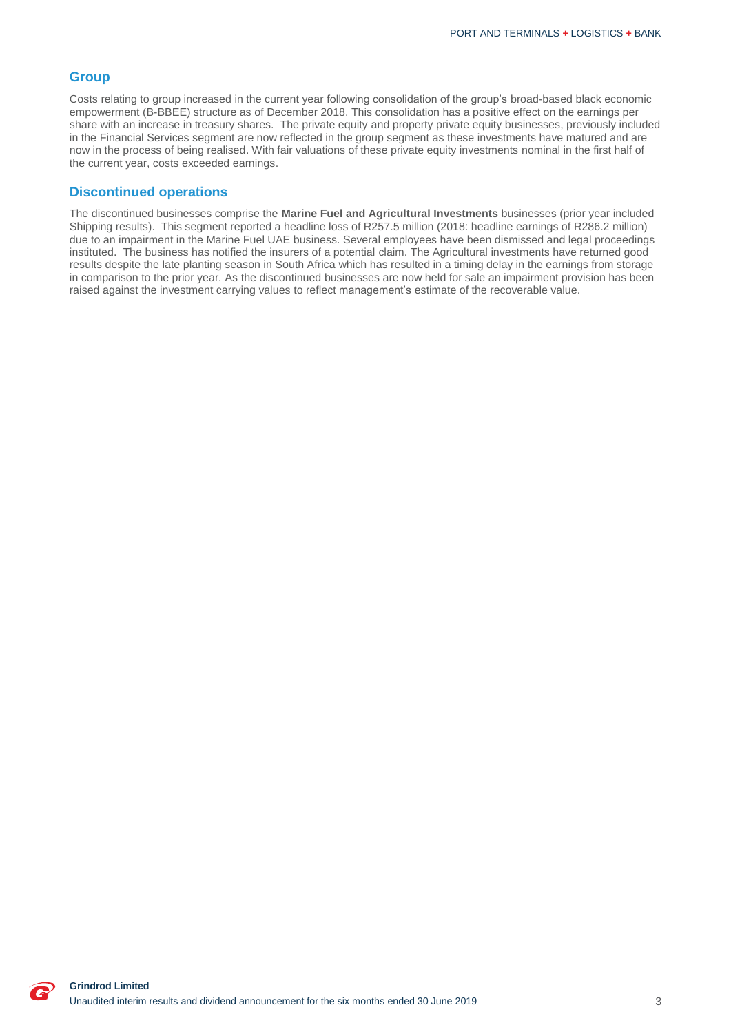## Group

Costs relating to group increased in the current year following consolidation of the group's broad-based black economic empowerment (B-BBEE) structure as of December 2018. This consolidation has a positive effect on the earnings per share with an increase in treasury shares. The private equity and property private equity businesses, previously included in the Financial Services segment are now reflected in the group segment as these investments have matured and are now in the process of being realised. With fair valuations of these private equity investments nominal in the first half of the current year, costs exceeded earnings.

## Discontinued operations

The discontinued businesses comprise the **Marine Fuel and Agricultural Investments** businesses (prior year included Shipping results). This segment reported a headline loss of R257.5 million (2018: headline earnings of R286.2 million) due to an impairment in the Marine Fuel UAE business. Several employees have been dismissed and legal proceedings instituted. The business has notified the insurers of a potential claim. The Agricultural investments have returned good results despite the late planting season in South Africa which has resulted in a timing delay in the earnings from storage in comparison to the prior year. As the discontinued businesses are now held for sale an impairment provision has been raised against the investment carrying values to reflect management's estimate of the recoverable value.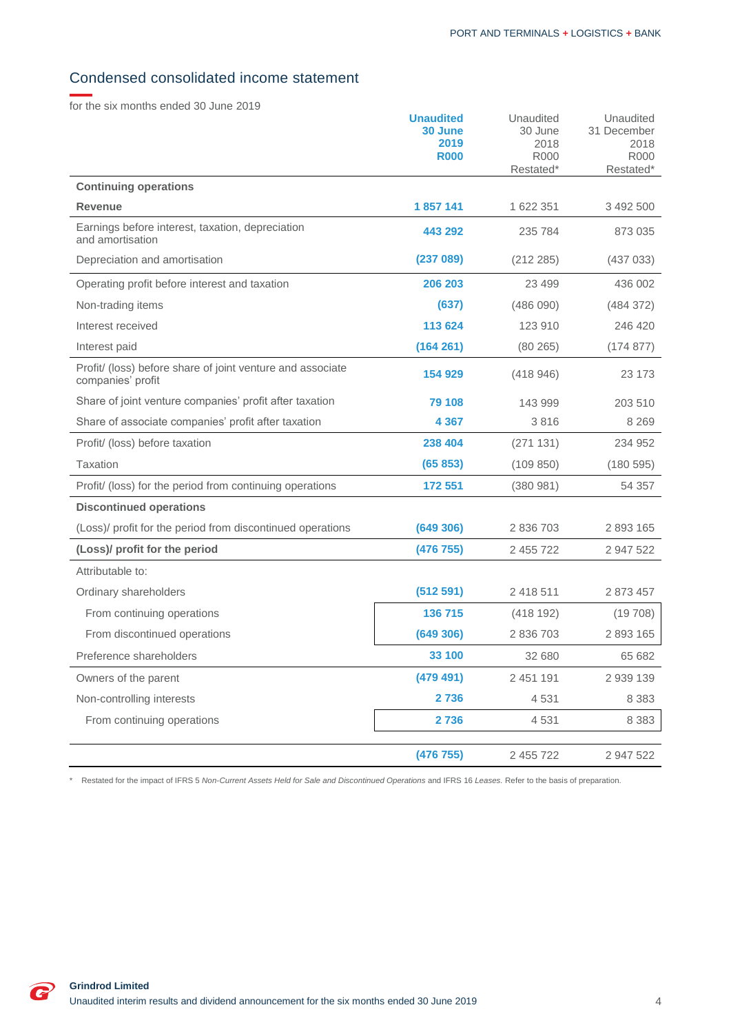## Condensed consolidated income statement

for the six months ended 30 June 2019

| | **Unaudited 30 June 2019 R000** | Unaudited 30 June 2018 R000 Restated* | Unaudited 31 December 2018 R000 Restated* |
|---|---|---|---|
| **Continuing operations** | | | |
| **Revenue** | **1 857 141** | 1 622 351 | 3 492 500 |
| Earnings before interest, taxation, depreciation and amortisation | **443 292** | 235 784 | 873 035 |
| Depreciation and amortisation | **(237 089)** | (212 285) | (437 033) |
| Operating profit before interest and taxation | **206 203** | 23 499 | 436 002 |
| Non-trading items | **(637)** | (486 090) | (484 372) |
| Interest received | **113 624** | 123 910 | 246 420 |
| Interest paid | **(164 261)** | (80 265) | (174 877) |
| Profit/ (loss) before share of joint venture and associate companies' profit | **154 929** | (418 946) | 23 173 |
| Share of joint venture companies' profit after taxation | **79 108** | 143 999 | 203 510 |
| Share of associate companies' profit after taxation | **4 367** | 3 816 | 8 269 |
| Profit/ (loss) before taxation | **238 404** | (271 131) | 234 952 |
| Taxation | **(65 853)** | (109 850) | (180 595) |
| Profit/ (loss) for the period from continuing operations | **172 551** | (380 981) | 54 357 |
| **Discontinued operations** | | | |
| (Loss)/ profit for the period from discontinued operations | **(649 306)** | 2 836 703 | 2 893 165 |
| **(Loss)/ profit for the period** | **(476 755)** | 2 455 722 | 2 947 522 |
| Attributable to: | | | |
| Ordinary shareholders | **(512 591)** | 2 418 511 | 2 873 457 |
| From continuing operations | **136 715** | (418 192) | (19 708) |
| From discontinued operations | **(649 306)** | 2 836 703 | 2 893 165 |
| Preference shareholders | **33 100** | 32 680 | 65 682 |
| Owners of the parent | **(479 491)** | 2 451 191 | 2 939 139 |
| Non-controlling interests | **2 736** | 4 531 | 8 383 |
| From continuing operations | **2 736** | 4 531 | 8 383 |
| | **(476 755)** | 2 455 722 | 2 947 522 |

\* Restated for the impact of IFRS 5 *Non-Current Assets Held for Sale and Discontinued Operations* and IFRS 16 *Leases*. Refer to the basis of preparation.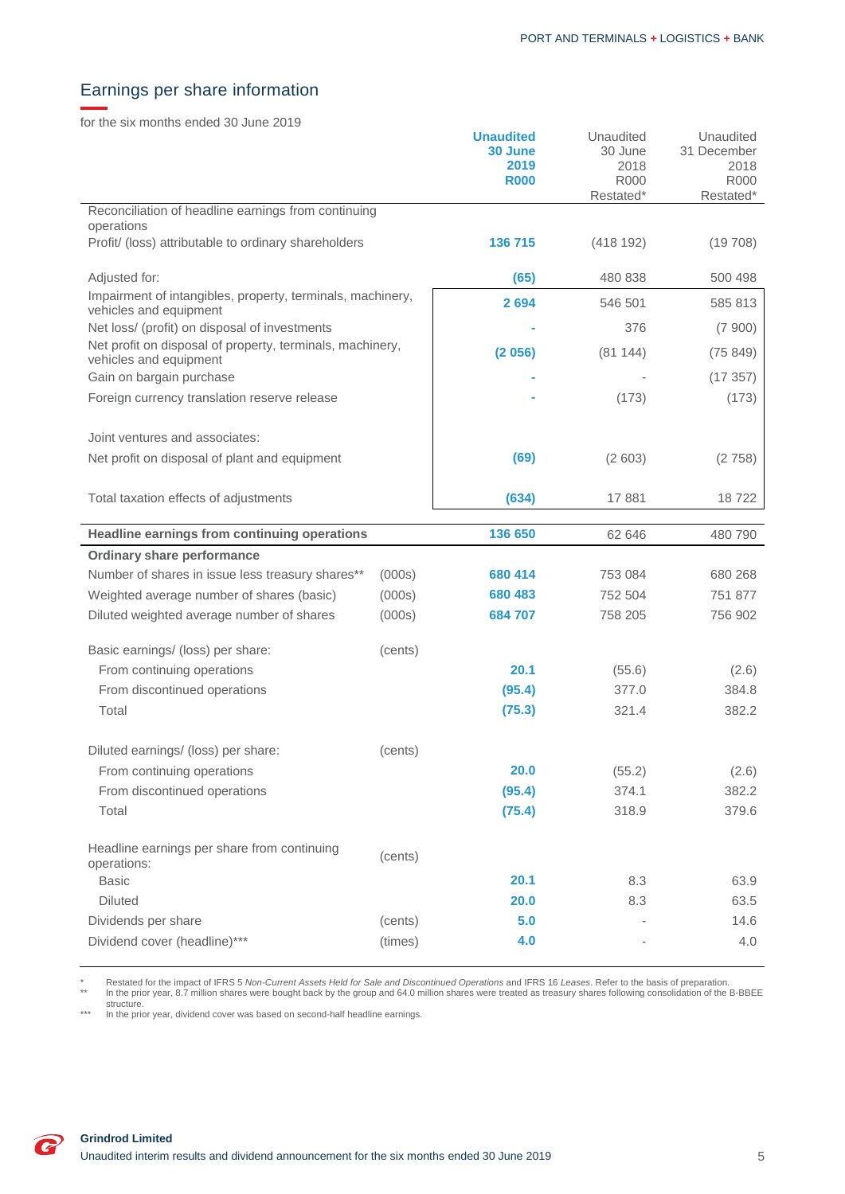## Earnings per share information

for the six months ended 30 June 2019

| | | **Unaudited 30 June 2019 R000** | Unaudited 30 June 2018 R000 Restated* | Unaudited 31 December 2018 R000 Restated* |
|---|---|---|---|---|
| Reconciliation of headline earnings from continuing operations | | | | |
| Profit/ (loss) attributable to ordinary shareholders | | **136 715** | (418 192) | (19 708) |
| Adjusted for: | | **(65)** | 480 838 | 500 498 |
| Impairment of intangibles, property, terminals, machinery, vehicles and equipment | | **2 694** | 546 501 | 585 813 |
| Net loss/ (profit) on disposal of investments | | **-** | 376 | (7 900) |
| Net profit on disposal of property, terminals, machinery, vehicles and equipment | | **(2 056)** | (81 144) | (75 849) |
| Gain on bargain purchase | | **-** | - | (17 357) |
| Foreign currency translation reserve release | | **-** | (173) | (173) |
| Joint ventures and associates: | | | | |
| Net profit on disposal of plant and equipment | | **(69)** | (2 603) | (2 758) |
| Total taxation effects of adjustments | | **(634)** | 17 881 | 18 722 |
| **Headline earnings from continuing operations** | | **136 650** | 62 646 | 480 790 |
| **Ordinary share performance** | | | | |
| Number of shares in issue less treasury shares** | (000s) | **680 414** | 753 084 | 680 268 |
| Weighted average number of shares (basic) | (000s) | **680 483** | 752 504 | 751 877 |
| Diluted weighted average number of shares | (000s) | **684 707** | 758 205 | 756 902 |
| Basic earnings/ (loss) per share: | (cents) | | | |
| From continuing operations | | **20.1** | (55.6) | (2.6) |
| From discontinued operations | | **(95.4)** | 377.0 | 384.8 |
| Total | | **(75.3)** | 321.4 | 382.2 |
| Diluted earnings/ (loss) per share: | (cents) | | | |
| From continuing operations | | **20.0** | (55.2) | (2.6) |
| From discontinued operations | | **(95.4)** | 374.1 | 382.2 |
| Total | | **(75.4)** | 318.9 | 379.6 |
| Headline earnings per share from continuing operations: | (cents) | | | |
| Basic | | **20.1** | 8.3 | 63.9 |
| Diluted | | **20.0** | 8.3 | 63.5 |
| Dividends per share | (cents) | **5.0** | - | 14.6 |
| Dividend cover (headline)*** | (times) | **4.0** | - | 4.0 |

\* Restated for the impact of IFRS 5 *Non-Current Assets Held for Sale and Discontinued Operations* and IFRS 16 *Leases*. Refer to the basis of preparation.

\*\* In the prior year, 8.7 million shares were bought back by the group and 64.0 million shares were treated as treasury shares following consolidation of the B-BBEE structure.

\*\*\* In the prior year, dividend cover was based on second-half headline earnings.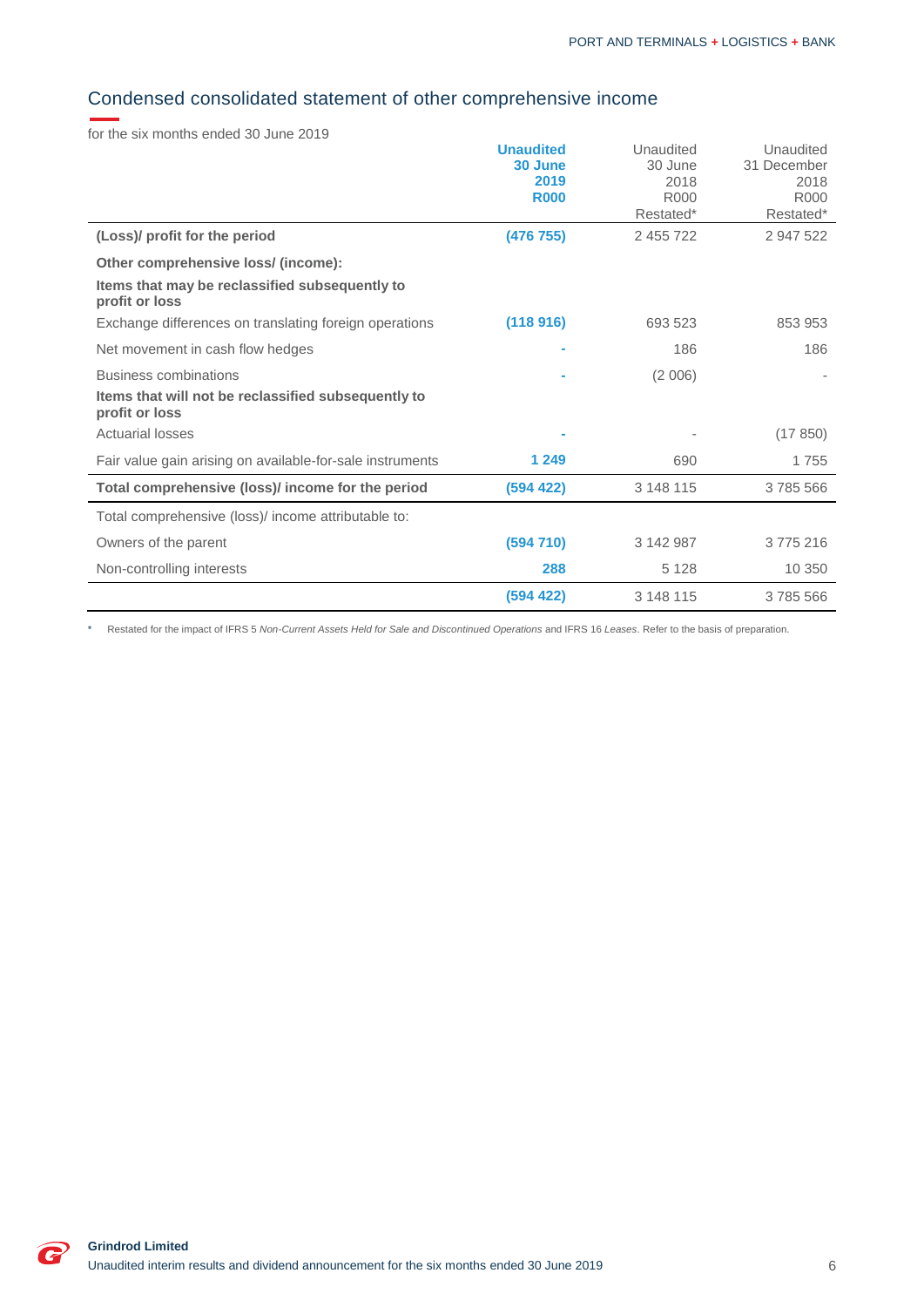## Condensed consolidated statement of other comprehensive income

for the six months ended 30 June 2019

| | **Unaudited 30 June 2019 R000** | Unaudited 30 June 2018 R000 Restated* | Unaudited 31 December 2018 R000 Restated* |
|---|---|---|---|
| **(Loss)/ profit for the period** | **(476 755)** | 2 455 722 | 2 947 522 |
| **Other comprehensive loss/ (income):** | | | |
| **Items that may be reclassified subsequently to profit or loss** | | | |
| Exchange differences on translating foreign operations | **(118 916)** | 693 523 | 853 953 |
| Net movement in cash flow hedges | **-** | 186 | 186 |
| Business combinations | **-** | (2 006) | - |
| **Items that will not be reclassified subsequently to profit or loss** | | | |
| Actuarial losses | **-** | - | (17 850) |
| Fair value gain arising on available-for-sale instruments | **1 249** | 690 | 1 755 |
| **Total comprehensive (loss)/ income for the period** | **(594 422)** | 3 148 115 | 3 785 566 |
| Total comprehensive (loss)/ income attributable to: | | | |
| Owners of the parent | **(594 710)** | 3 142 987 | 3 775 216 |
| Non-controlling interests | **288** | 5 128 | 10 350 |
| | **(594 422)** | 3 148 115 | 3 785 566 |

\* Restated for the impact of IFRS 5 *Non-Current Assets Held for Sale and Discontinued Operations* and IFRS 16 *Leases*. Refer to the basis of preparation.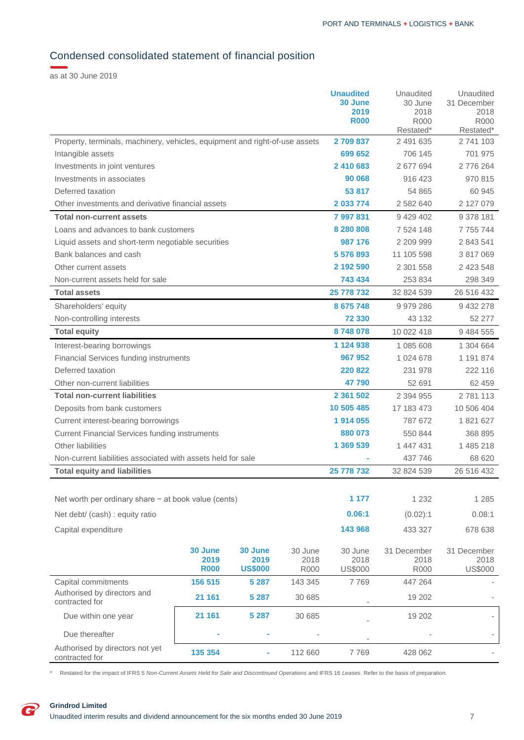## Condensed consolidated statement of financial position

as at 30 June 2019

| | **Unaudited 30 June 2019 R000** | Unaudited 30 June 2018 R000 Restated* | Unaudited 31 December 2018 R000 Restated* |
|---|---|---|---|
| Property, terminals, machinery, vehicles, equipment and right-of-use assets | **2 709 837** | 2 491 635 | 2 741 103 |
| Intangible assets | **699 652** | 706 145 | 701 975 |
| Investments in joint ventures | **2 410 683** | 2 677 694 | 2 776 264 |
| Investments in associates | **90 068** | 916 423 | 970 815 |
| Deferred taxation | **53 817** | 54 865 | 60 945 |
| Other investments and derivative financial assets | **2 033 774** | 2 582 640 | 2 127 079 |
| **Total non-current assets** | **7 997 831** | 9 429 402 | 9 378 181 |
| Loans and advances to bank customers | **8 280 808** | 7 524 148 | 7 755 744 |
| Liquid assets and short-term negotiable securities | **987 176** | 2 209 999 | 2 843 541 |
| Bank balances and cash | **5 576 893** | 11 105 598 | 3 817 069 |
| Other current assets | **2 192 590** | 2 301 558 | 2 423 548 |
| Non-current assets held for sale | **743 434** | 253 834 | 298 349 |
| **Total assets** | **25 778 732** | 32 824 539 | 26 516 432 |
| Shareholders' equity | **8 675 748** | 9 979 286 | 9 432 278 |
| Non-controlling interests | **72 330** | 43 132 | 52 277 |
| **Total equity** | **8 748 078** | 10 022 418 | 9 484 555 |
| Interest-bearing borrowings | **1 124 938** | 1 085 608 | 1 304 664 |
| Financial Services funding instruments | **967 952** | 1 024 678 | 1 191 874 |
| Deferred taxation | **220 822** | 231 978 | 222 116 |
| Other non-current liabilities | **47 790** | 52 691 | 62 459 |
| **Total non-current liabilities** | **2 361 502** | 2 394 955 | 2 781 113 |
| Deposits from bank customers | **10 505 485** | 17 183 473 | 10 506 404 |
| Current interest-bearing borrowings | **1 914 055** | 787 672 | 1 821 627 |
| Current Financial Services funding instruments | **880 073** | 550 844 | 368 895 |
| Other liabilities | **1 369 539** | 1 447 431 | 1 485 218 |
| Non-current liabilities associated with assets held for sale | **-** | 437 746 | 68 620 |
| **Total equity and liabilities** | **25 778 732** | 32 824 539 | 26 516 432 |
| | | | |
| Net worth per ordinary share − at book value (cents) | **1 177** | 1 232 | 1 285 |
| Net debt/ (cash) : equity ratio | **0.06:1** | (0.02):1 | 0.08:1 |
| Capital expenditure | **143 968** | 433 327 | 678 638 |

| | **30 June 2019 R000** | **30 June 2019 US$000** | 30 June 2018 R000 | 30 June 2018 US$000 | 31 December 2018 R000 | 31 December 2018 US$000 |
|---|---|---|---|---|---|---|
| Capital commitments | **156 515** | **5 287** | 143 345 | 7 769 | 447 264 | - |
| Authorised by directors and contracted for | **21 161** | **5 287** | 30 685 | - | 19 202 | - |
| Due within one year | **21 161** | **5 287** | 30 685 | - | 19 202 | - |
| Due thereafter | **-** | **-** | - | - | - | - |
| Authorised by directors not yet contracted for | **135 354** | **-** | 112 660 | 7 769 | 428 062 | - |

\* Restated for the impact of IFRS 5 *Non-Current Assets Held for Sale and Discontinued Operations* and IFRS 16 *Leases*. Refer to the basis of preparation.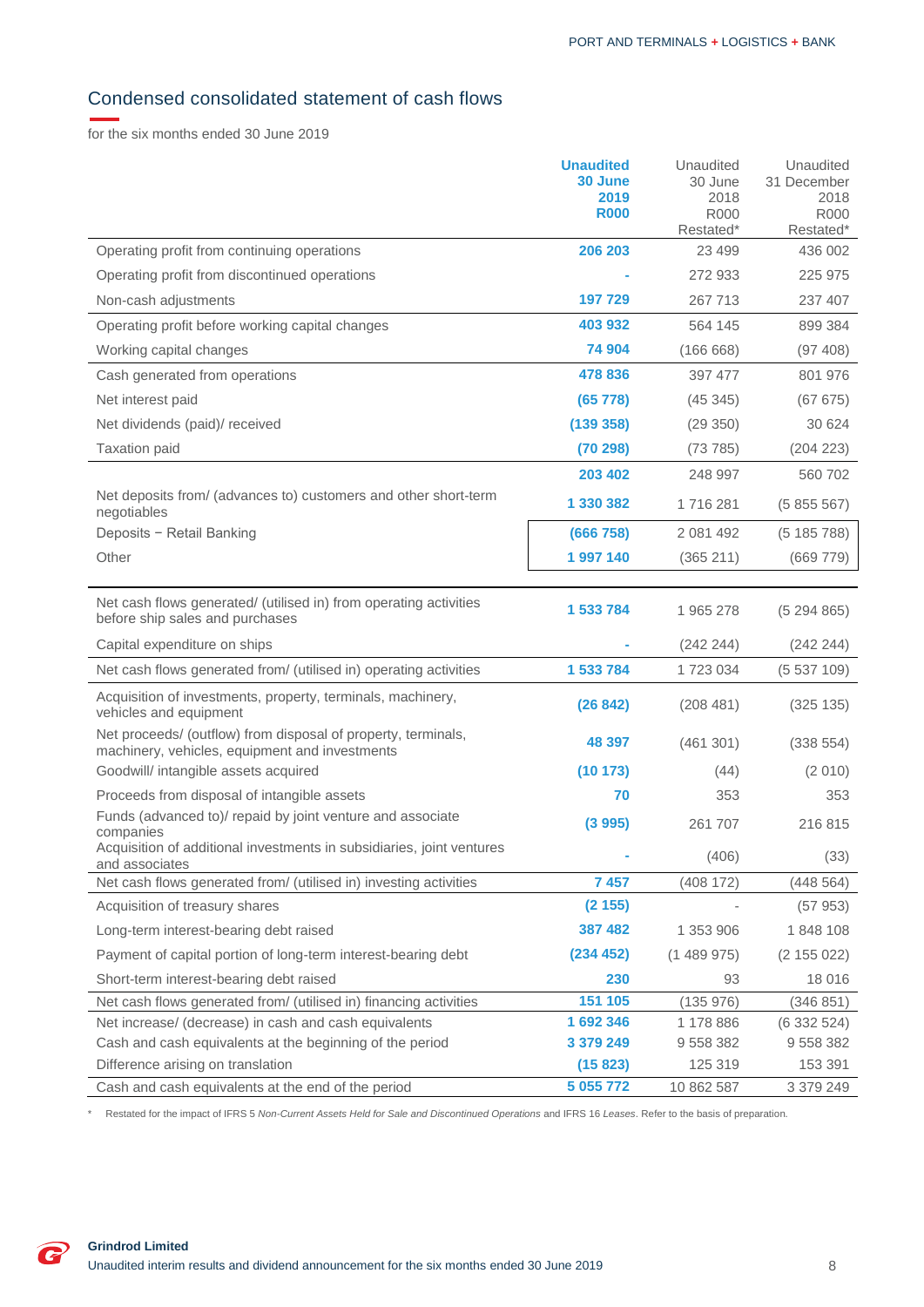## Condensed consolidated statement of cash flows

for the six months ended 30 June 2019

| | **Unaudited 30 June 2019 R000** | Unaudited 30 June 2018 R000 Restated* | Unaudited 31 December 2018 R000 Restated* |
|---|---|---|---|
| Operating profit from continuing operations | **206 203** | 23 499 | 436 002 |
| Operating profit from discontinued operations | **-** | 272 933 | 225 975 |
| Non-cash adjustments | **197 729** | 267 713 | 237 407 |
| Operating profit before working capital changes | **403 932** | 564 145 | 899 384 |
| Working capital changes | **74 904** | (166 668) | (97 408) |
| Cash generated from operations | **478 836** | 397 477 | 801 976 |
| Net interest paid | **(65 778)** | (45 345) | (67 675) |
| Net dividends (paid)/ received | **(139 358)** | (29 350) | 30 624 |
| Taxation paid | **(70 298)** | (73 785) | (204 223) |
| | **203 402** | 248 997 | 560 702 |
| Net deposits from/ (advances to) customers and other short-term negotiables | **1 330 382** | 1 716 281 | (5 855 567) |
| Deposits − Retail Banking | **(666 758)** | 2 081 492 | (5 185 788) |
| Other | **1 997 140** | (365 211) | (669 779) |
| Net cash flows generated/ (utilised in) from operating activities before ship sales and purchases | **1 533 784** | 1 965 278 | (5 294 865) |
| Capital expenditure on ships | **-** | (242 244) | (242 244) |
| Net cash flows generated from/ (utilised in) operating activities | **1 533 784** | 1 723 034 | (5 537 109) |
| Acquisition of investments, property, terminals, machinery, vehicles and equipment | **(26 842)** | (208 481) | (325 135) |
| Net proceeds/ (outflow) from disposal of property, terminals, machinery, vehicles, equipment and investments | **48 397** | (461 301) | (338 554) |
| Goodwill/ intangible assets acquired | **(10 173)** | (44) | (2 010) |
| Proceeds from disposal of intangible assets | **70** | 353 | 353 |
| Funds (advanced to)/ repaid by joint venture and associate companies | **(3 995)** | 261 707 | 216 815 |
| Acquisition of additional investments in subsidiaries, joint ventures and associates | **-** | (406) | (33) |
| Net cash flows generated from/ (utilised in) investing activities | **7 457** | (408 172) | (448 564) |
| Acquisition of treasury shares | **(2 155)** | - | (57 953) |
| Long-term interest-bearing debt raised | **387 482** | 1 353 906 | 1 848 108 |
| Payment of capital portion of long-term interest-bearing debt | **(234 452)** | (1 489 975) | (2 155 022) |
| Short-term interest-bearing debt raised | **230** | 93 | 18 016 |
| Net cash flows generated from/ (utilised in) financing activities | **151 105** | (135 976) | (346 851) |
| Net increase/ (decrease) in cash and cash equivalents | **1 692 346** | 1 178 886 | (6 332 524) |
| Cash and cash equivalents at the beginning of the period | **3 379 249** | 9 558 382 | 9 558 382 |
| Difference arising on translation | **(15 823)** | 125 319 | 153 391 |
| Cash and cash equivalents at the end of the period | **5 055 772** | 10 862 587 | 3 379 249 |

\* Restated for the impact of IFRS 5 *Non-Current Assets Held for Sale and Discontinued Operations* and IFRS 16 *Leases*. Refer to the basis of preparation.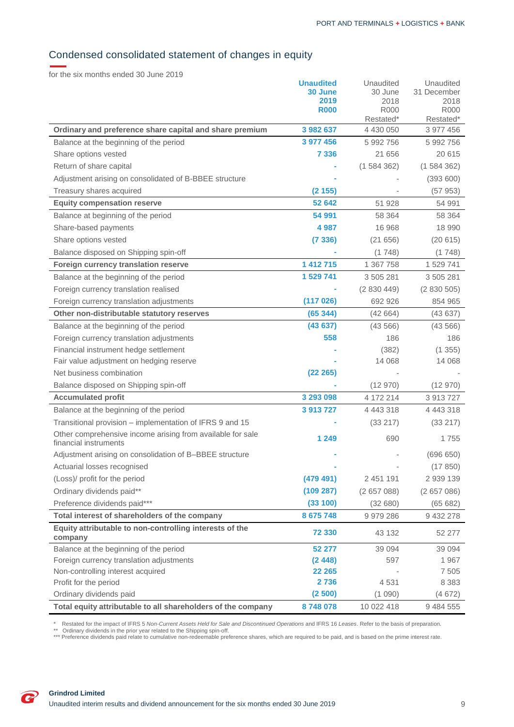## Condensed consolidated statement of changes in equity

for the six months ended 30 June 2019

| | **Unaudited 30 June 2019 R000** | Unaudited 30 June 2018 R000 Restated* | Unaudited 31 December 2018 R000 Restated* |
|---|---|---|---|
| **Ordinary and preference share capital and share premium** | **3 982 637** | 4 430 050 | 3 977 456 |
| Balance at the beginning of the period | **3 977 456** | 5 992 756 | 5 992 756 |
| Share options vested | **7 336** | 21 656 | 20 615 |
| Return of share capital | **-** | (1 584 362) | (1 584 362) |
| Adjustment arising on consolidated of B-BBEE structure | **-** | - | (393 600) |
| Treasury shares acquired | **(2 155)** | - | (57 953) |
| **Equity compensation reserve** | **52 642** | 51 928 | 54 991 |
| Balance at beginning of the period | **54 991** | 58 364 | 58 364 |
| Share-based payments | **4 987** | 16 968 | 18 990 |
| Share options vested | **(7 336)** | (21 656) | (20 615) |
| Balance disposed on Shipping spin-off | **-** | (1 748) | (1 748) |
| **Foreign currency translation reserve** | **1 412 715** | 1 367 758 | 1 529 741 |
| Balance at the beginning of the period | **1 529 741** | 3 505 281 | 3 505 281 |
| Foreign currency translation realised | **-** | (2 830 449) | (2 830 505) |
| Foreign currency translation adjustments | **(117 026)** | 692 926 | 854 965 |
| **Other non-distributable statutory reserves** | **(65 344)** | (42 664) | (43 637) |
| Balance at the beginning of the period | **(43 637)** | (43 566) | (43 566) |
| Foreign currency translation adjustments | **558** | 186 | 186 |
| Financial instrument hedge settlement | **-** | (382) | (1 355) |
| Fair value adjustment on hedging reserve | **-** | 14 068 | 14 068 |
| Net business combination | **(22 265)** | - | - |
| Balance disposed on Shipping spin-off | **-** | (12 970) | (12 970) |
| **Accumulated profit** | **3 293 098** | 4 172 214 | 3 913 727 |
| Balance at the beginning of the period | **3 913 727** | 4 443 318 | 4 443 318 |
| Transitional provision – implementation of IFRS 9 and 15 | **-** | (33 217) | (33 217) |
| Other comprehensive income arising from available for sale financial instruments | **1 249** | 690 | 1 755 |
| Adjustment arising on consolidation of B–BBEE structure | **-** | - | (696 650) |
| Actuarial losses recognised | **-** | - | (17 850) |
| (Loss)/ profit for the period | **(479 491)** | 2 451 191 | 2 939 139 |
| Ordinary dividends paid** | **(109 287)** | (2 657 088) | (2 657 086) |
| Preference dividends paid*** | **(33 100)** | (32 680) | (65 682) |
| **Total interest of shareholders of the company** | **8 675 748** | 9 979 286 | 9 432 278 |
| **Equity attributable to non-controlling interests of the company** | **72 330** | 43 132 | 52 277 |
| Balance at the beginning of the period | **52 277** | 39 094 | 39 094 |
| Foreign currency translation adjustments | **(2 448)** | 597 | 1 967 |
| Non-controlling interest acquired | **22 265** | - | 7 505 |
| Profit for the period | **2 736** | 4 531 | 8 383 |
| Ordinary dividends paid | **(2 500)** | (1 090) | (4 672) |
| **Total equity attributable to all shareholders of the company** | **8 748 078** | 10 022 418 | 9 484 555 |

\* Restated for the impact of IFRS 5 *Non-Current Assets Held for Sale and Discontinued Operations* and IFRS 16 *Leases*. Refer to the basis of preparation.
\*\* Ordinary dividends in the prior year related to the Shipping spin-off.
\*\*\* Preference dividends paid relate to cumulative non-redeemable preference shares, which are required to be paid, and is based on the prime interest rate.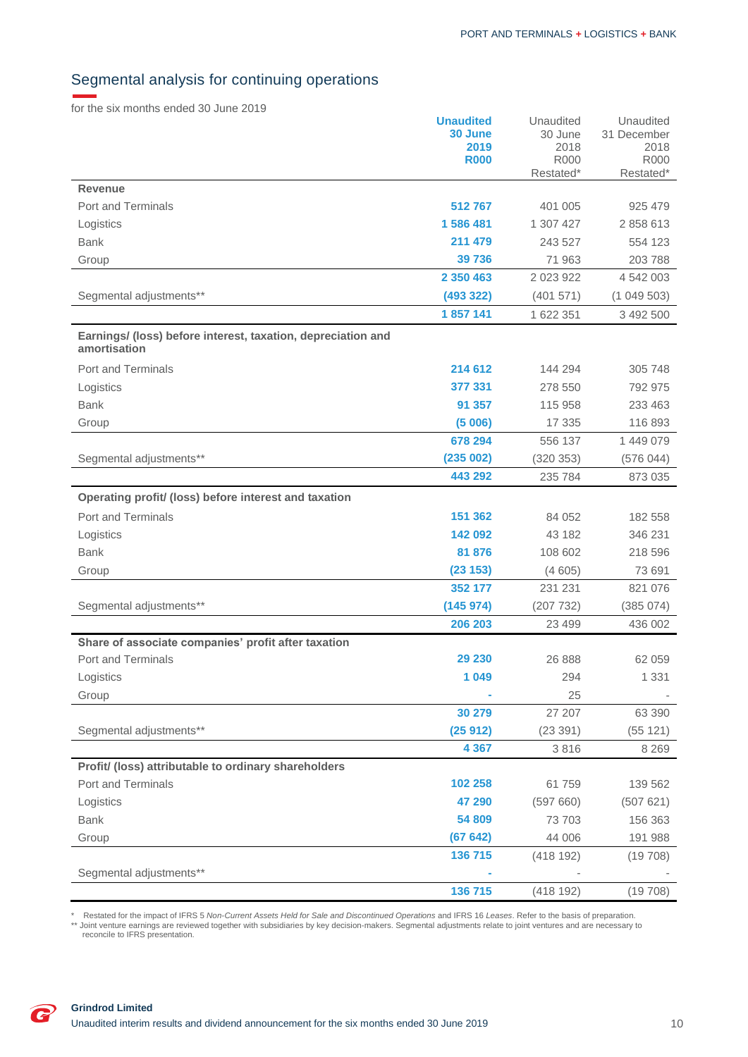## Segmental analysis for continuing operations

for the six months ended 30 June 2019

| | **Unaudited 30 June 2019 R000** | Unaudited 30 June 2018 R000 Restated* | Unaudited 31 December 2018 R000 Restated* |
|---|---|---|---|
| **Revenue** | | | |
| Port and Terminals | **512 767** | 401 005 | 925 479 |
| Logistics | **1 586 481** | 1 307 427 | 2 858 613 |
| Bank | **211 479** | 243 527 | 554 123 |
| Group | **39 736** | 71 963 | 203 788 |
| | **2 350 463** | 2 023 922 | 4 542 003 |
| Segmental adjustments** | **(493 322)** | (401 571) | (1 049 503) |
| | **1 857 141** | 1 622 351 | 3 492 500 |
| **Earnings/ (loss) before interest, taxation, depreciation and amortisation** | | | |
| Port and Terminals | **214 612** | 144 294 | 305 748 |
| Logistics | **377 331** | 278 550 | 792 975 |
| Bank | **91 357** | 115 958 | 233 463 |
| Group | **(5 006)** | 17 335 | 116 893 |
| | **678 294** | 556 137 | 1 449 079 |
| Segmental adjustments** | **(235 002)** | (320 353) | (576 044) |
| | **443 292** | 235 784 | 873 035 |
| **Operating profit/ (loss) before interest and taxation** | | | |
| Port and Terminals | **151 362** | 84 052 | 182 558 |
| Logistics | **142 092** | 43 182 | 346 231 |
| Bank | **81 876** | 108 602 | 218 596 |
| Group | **(23 153)** | (4 605) | 73 691 |
| | **352 177** | 231 231 | 821 076 |
| Segmental adjustments** | **(145 974)** | (207 732) | (385 074) |
| | **206 203** | 23 499 | 436 002 |
| **Share of associate companies' profit after taxation** | | | |
| Port and Terminals | **29 230** | 26 888 | 62 059 |
| Logistics | **1 049** | 294 | 1 331 |
| Group | **-** | 25 | - |
| | **30 279** | 27 207 | 63 390 |
| Segmental adjustments** | **(25 912)** | (23 391) | (55 121) |
| | **4 367** | 3 816 | 8 269 |
| **Profit/ (loss) attributable to ordinary shareholders** | | | |
| Port and Terminals | **102 258** | 61 759 | 139 562 |
| Logistics | **47 290** | (597 660) | (507 621) |
| Bank | **54 809** | 73 703 | 156 363 |
| Group | **(67 642)** | 44 006 | 191 988 |
| | **136 715** | (418 192) | (19 708) |
| Segmental adjustments** | **-** | - | - |
| | **136 715** | (418 192) | (19 708) |

\* Restated for the impact of IFRS 5 *Non-Current Assets Held for Sale and Discontinued Operations* and IFRS 16 *Leases*. Refer to the basis of preparation.

** Joint venture earnings are reviewed together with subsidiaries by key decision-makers. Segmental adjustments relate to joint ventures and are necessary to reconcile to IFRS presentation.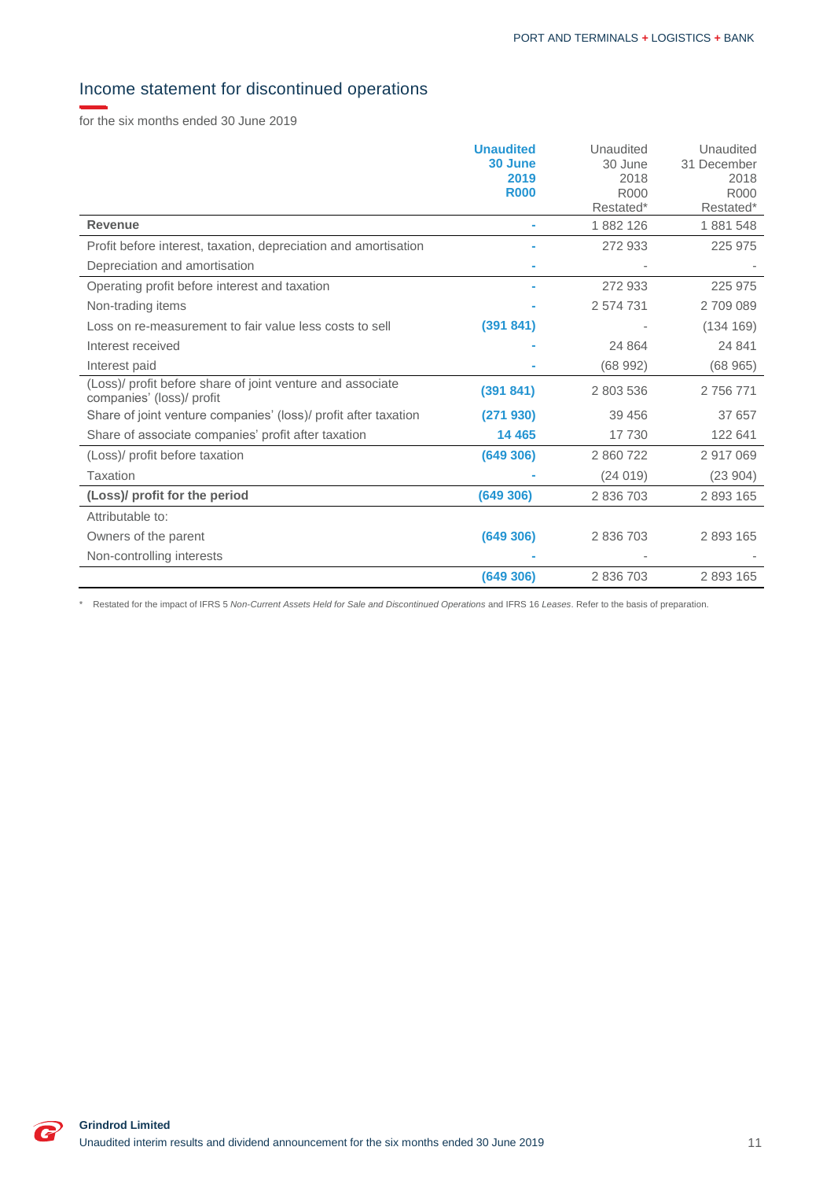## Income statement for discontinued operations

for the six months ended 30 June 2019

| | **Unaudited 30 June 2019 R000** | Unaudited 30 June 2018 R000 Restated* | Unaudited 31 December 2018 R000 Restated* |
|---|---|---|---|
| **Revenue** | - | 1 882 126 | 1 881 548 |
| Profit before interest, taxation, depreciation and amortisation | - | 272 933 | 225 975 |
| Depreciation and amortisation | - | - | - |
| Operating profit before interest and taxation | - | 272 933 | 225 975 |
| Non-trading items | - | 2 574 731 | 2 709 089 |
| Loss on re-measurement to fair value less costs to sell | **(391 841)** | - | (134 169) |
| Interest received | - | 24 864 | 24 841 |
| Interest paid | - | (68 992) | (68 965) |
| (Loss)/ profit before share of joint venture and associate companies' (loss)/ profit | **(391 841)** | 2 803 536 | 2 756 771 |
| Share of joint venture companies' (loss)/ profit after taxation | **(271 930)** | 39 456 | 37 657 |
| Share of associate companies' profit after taxation | **14 465** | 17 730 | 122 641 |
| (Loss)/ profit before taxation | **(649 306)** | 2 860 722 | 2 917 069 |
| Taxation | - | (24 019) | (23 904) |
| **(Loss)/ profit for the period** | **(649 306)** | 2 836 703 | 2 893 165 |
| Attributable to: | | | |
| Owners of the parent | **(649 306)** | 2 836 703 | 2 893 165 |
| Non-controlling interests | - | - | - |
| | **(649 306)** | 2 836 703 | 2 893 165 |

\* Restated for the impact of IFRS 5 *Non-Current Assets Held for Sale and Discontinued Operations* and IFRS 16 *Leases*. Refer to the basis of preparation.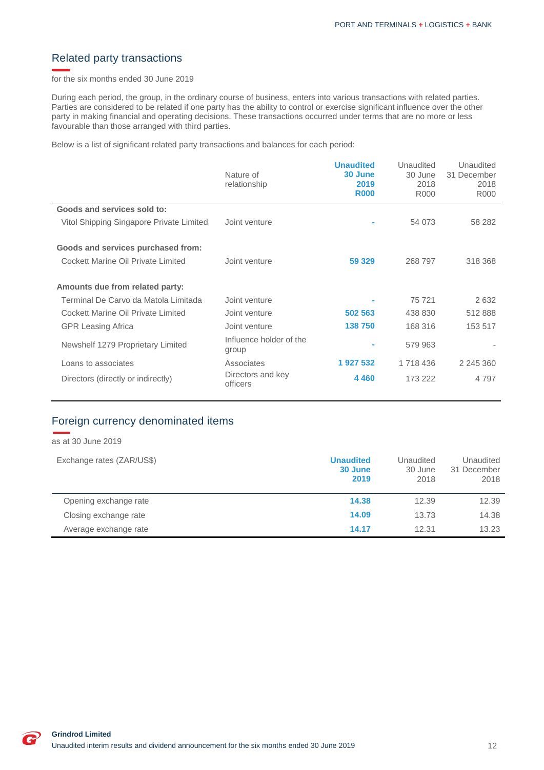## Related party transactions

for the six months ended 30 June 2019

During each period, the group, in the ordinary course of business, enters into various transactions with related parties. Parties are considered to be related if one party has the ability to control or exercise significant influence over the other party in making financial and operating decisions. These transactions occurred under terms that are no more or less favourable than those arranged with third parties.

Below is a list of significant related party transactions and balances for each period:

| | Nature of relationship | **Unaudited 30 June 2019 R000** | Unaudited 30 June 2018 R000 | Unaudited 31 December 2018 R000 |
|---|---|---|---|---|
| **Goods and services sold to:** | | | | |
| Vitol Shipping Singapore Private Limited | Joint venture | **-** | 54 073 | 58 282 |
| **Goods and services purchased from:** | | | | |
| Cockett Marine Oil Private Limited | Joint venture | **59 329** | 268 797 | 318 368 |
| **Amounts due from related party:** | | | | |
| Terminal De Carvo da Matola Limitada | Joint venture | **-** | 75 721 | 2 632 |
| Cockett Marine Oil Private Limited | Joint venture | **502 563** | 438 830 | 512 888 |
| GPR Leasing Africa | Joint venture | **138 750** | 168 316 | 153 517 |
| Newshelf 1279 Proprietary Limited | Influence holder of the group | **-** | 579 963 | - |
| Loans to associates | Associates | **1 927 532** | 1 718 436 | 2 245 360 |
| Directors (directly or indirectly) | Directors and key officers | **4 460** | 173 222 | 4 797 |

## Foreign currency denominated items

as at 30 June 2019

| Exchange rates (ZAR/US$) | **Unaudited 30 June 2019** | Unaudited 30 June 2018 | Unaudited 31 December 2018 |
|---|---|---|---|
| Opening exchange rate | **14.38** | 12.39 | 12.39 |
| Closing exchange rate | **14.09** | 13.73 | 14.38 |
| Average exchange rate | **14.17** | 12.31 | 13.23 |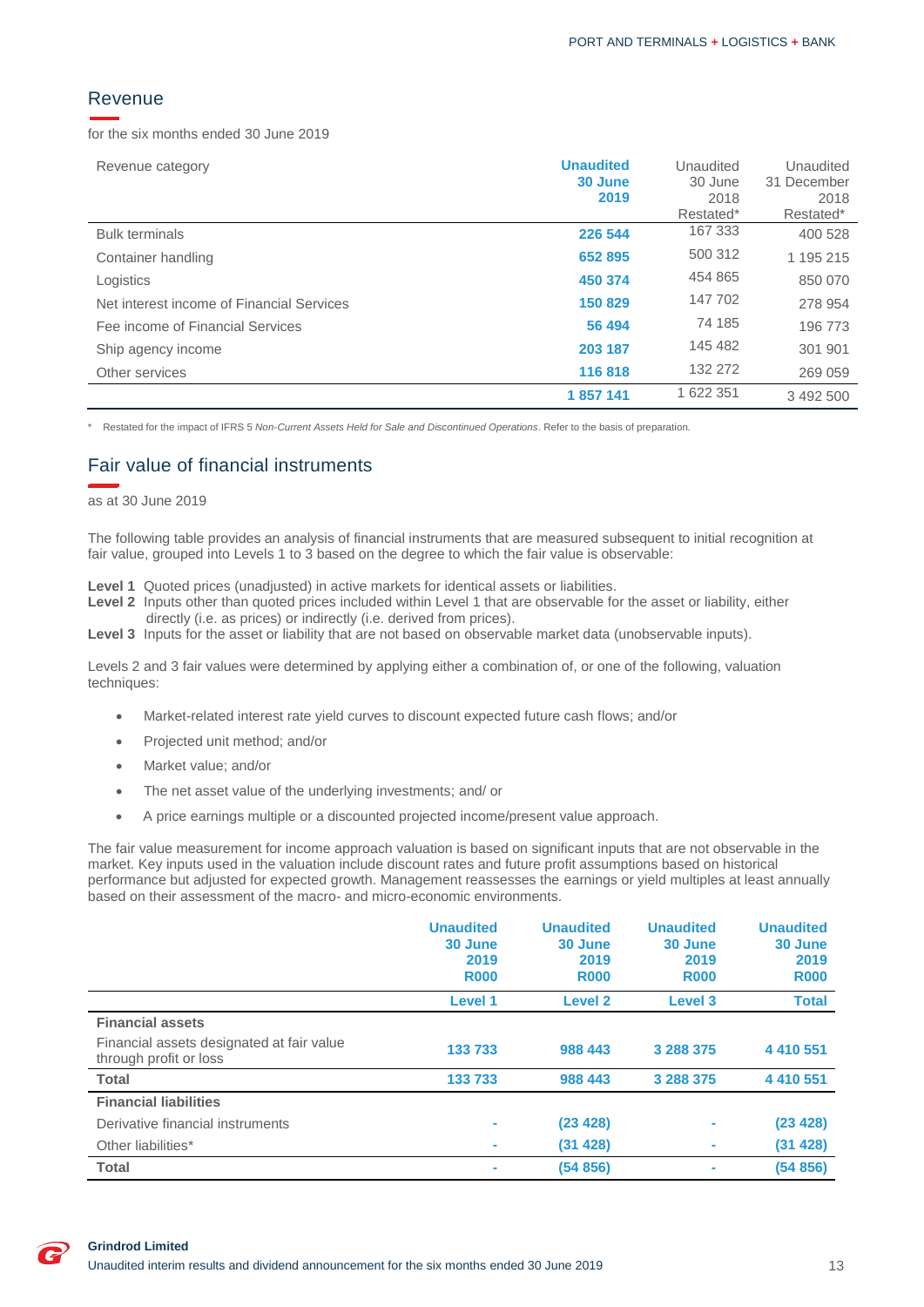## Revenue

for the six months ended 30 June 2019

| Revenue category | **Unaudited 30 June 2019** | Unaudited 30 June 2018 Restated* | Unaudited 31 December 2018 Restated* |
|---|---|---|---|
| Bulk terminals | **226 544** | 167 333 | 400 528 |
| Container handling | **652 895** | 500 312 | 1 195 215 |
| Logistics | **450 374** | 454 865 | 850 070 |
| Net interest income of Financial Services | **150 829** | 147 702 | 278 954 |
| Fee income of Financial Services | **56 494** | 74 185 | 196 773 |
| Ship agency income | **203 187** | 145 482 | 301 901 |
| Other services | **116 818** | 132 272 | 269 059 |
| | **1 857 141** | 1 622 351 | 3 492 500 |

\* Restated for the impact of IFRS 5 *Non-Current Assets Held for Sale and Discontinued Operations*. Refer to the basis of preparation.

## Fair value of financial instruments

as at 30 June 2019

The following table provides an analysis of financial instruments that are measured subsequent to initial recognition at fair value, grouped into Levels 1 to 3 based on the degree to which the fair value is observable:

**Level 1** Quoted prices (unadjusted) in active markets for identical assets or liabilities.
**Level 2** Inputs other than quoted prices included within Level 1 that are observable for the asset or liability, either directly (i.e. as prices) or indirectly (i.e. derived from prices).
**Level 3** Inputs for the asset or liability that are not based on observable market data (unobservable inputs).

Levels 2 and 3 fair values were determined by applying either a combination of, or one of the following, valuation techniques:

- Market-related interest rate yield curves to discount expected future cash flows; and/or
- Projected unit method; and/or
- Market value; and/or
- The net asset value of the underlying investments; and/ or
- A price earnings multiple or a discounted projected income/present value approach.

The fair value measurement for income approach valuation is based on significant inputs that are not observable in the market. Key inputs used in the valuation include discount rates and future profit assumptions based on historical performance but adjusted for expected growth. Management reassesses the earnings or yield multiples at least annually based on their assessment of the macro- and micro-economic environments.

| | **Unaudited 30 June 2019 R000** | **Unaudited 30 June 2019 R000** | **Unaudited 30 June 2019 R000** | **Unaudited 30 June 2019 R000** |
|---|---|---|---|---|
| | **Level 1** | **Level 2** | **Level 3** | **Total** |
| **Financial assets** | | | | |
| Financial assets designated at fair value through profit or loss | **133 733** | **988 443** | **3 288 375** | **4 410 551** |
| **Total** | **133 733** | **988 443** | **3 288 375** | **4 410 551** |
| **Financial liabilities** | | | | |
| Derivative financial instruments | **-** | **(23 428)** | **-** | **(23 428)** |
| Other liabilities* | **-** | **(31 428)** | **-** | **(31 428)** |
| **Total** | **-** | **(54 856)** | **-** | **(54 856)** |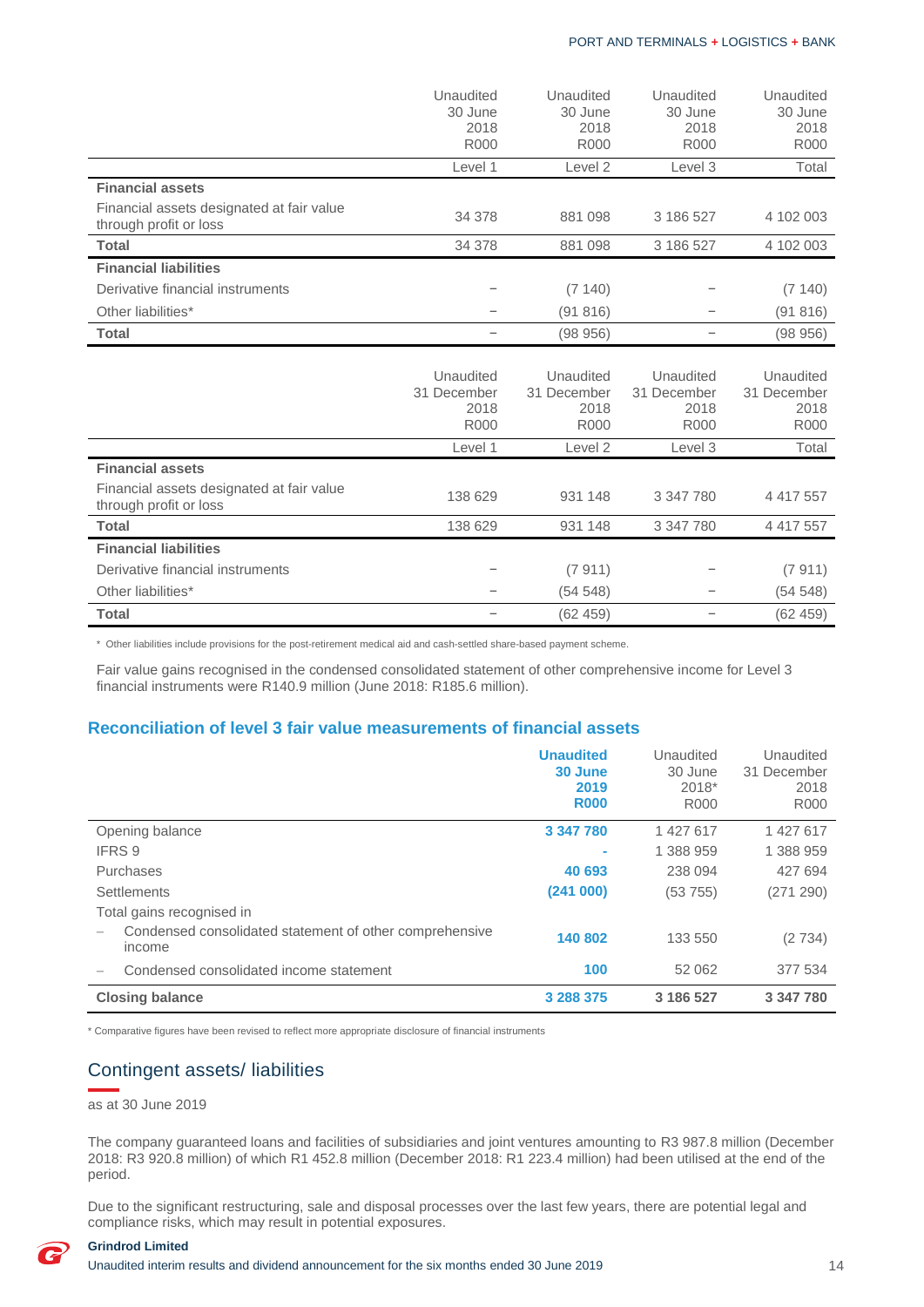| | Unaudited 30 June 2018 R000 | Unaudited 30 June 2018 R000 | Unaudited 30 June 2018 R000 | Unaudited 30 June 2018 R000 |
|---|---|---|---|---|
| | Level 1 | Level 2 | Level 3 | Total |
| **Financial assets** | | | | |
| Financial assets designated at fair value through profit or loss | 34 378 | 881 098 | 3 186 527 | 4 102 003 |
| **Total** | 34 378 | 881 098 | 3 186 527 | 4 102 003 |
| **Financial liabilities** | | | | |
| Derivative financial instruments | – | (7 140) | – | (7 140) |
| Other liabilities* | – | (91 816) | – | (91 816) |
| **Total** | – | (98 956) | – | (98 956) |

| | Unaudited 31 December 2018 R000 | Unaudited 31 December 2018 R000 | Unaudited 31 December 2018 R000 | Unaudited 31 December 2018 R000 |
|---|---|---|---|---|
| | Level 1 | Level 2 | Level 3 | Total |
| **Financial assets** | | | | |
| Financial assets designated at fair value through profit or loss | 138 629 | 931 148 | 3 347 780 | 4 417 557 |
| **Total** | 138 629 | 931 148 | 3 347 780 | 4 417 557 |
| **Financial liabilities** | | | | |
| Derivative financial instruments | – | (7 911) | – | (7 911) |
| Other liabilities* | – | (54 548) | – | (54 548) |
| **Total** | – | (62 459) | – | (62 459) |

* Other liabilities include provisions for the post-retirement medical aid and cash-settled share-based payment scheme.

Fair value gains recognised in the condensed consolidated statement of other comprehensive income for Level 3 financial instruments were R140.9 million (June 2018: R185.6 million).

## Reconciliation of level 3 fair value measurements of financial assets

| | **Unaudited 30 June 2019 R000** | Unaudited 30 June 2018* R000 | Unaudited 31 December 2018 R000 |
|---|---|---|---|
| Opening balance | **3 347 780** | 1 427 617 | 1 427 617 |
| IFRS 9 | **-** | 1 388 959 | 1 388 959 |
| Purchases | **40 693** | 238 094 | 427 694 |
| Settlements | **(241 000)** | (53 755) | (271 290) |
| Total gains recognised in | | | |
| – Condensed consolidated statement of other comprehensive income | **140 802** | 133 550 | (2 734) |
| – Condensed consolidated income statement | **100** | 52 062 | 377 534 |
| **Closing balance** | **3 288 375** | **3 186 527** | **3 347 780** |

* Comparative figures have been revised to reflect more appropriate disclosure of financial instruments

## Contingent assets/ liabilities

as at 30 June 2019

The company guaranteed loans and facilities of subsidiaries and joint ventures amounting to R3 987.8 million (December 2018: R3 920.8 million) of which R1 452.8 million (December 2018: R1 223.4 million) had been utilised at the end of the period.

Due to the significant restructuring, sale and disposal processes over the last few years, there are potential legal and compliance risks, which may result in potential exposures.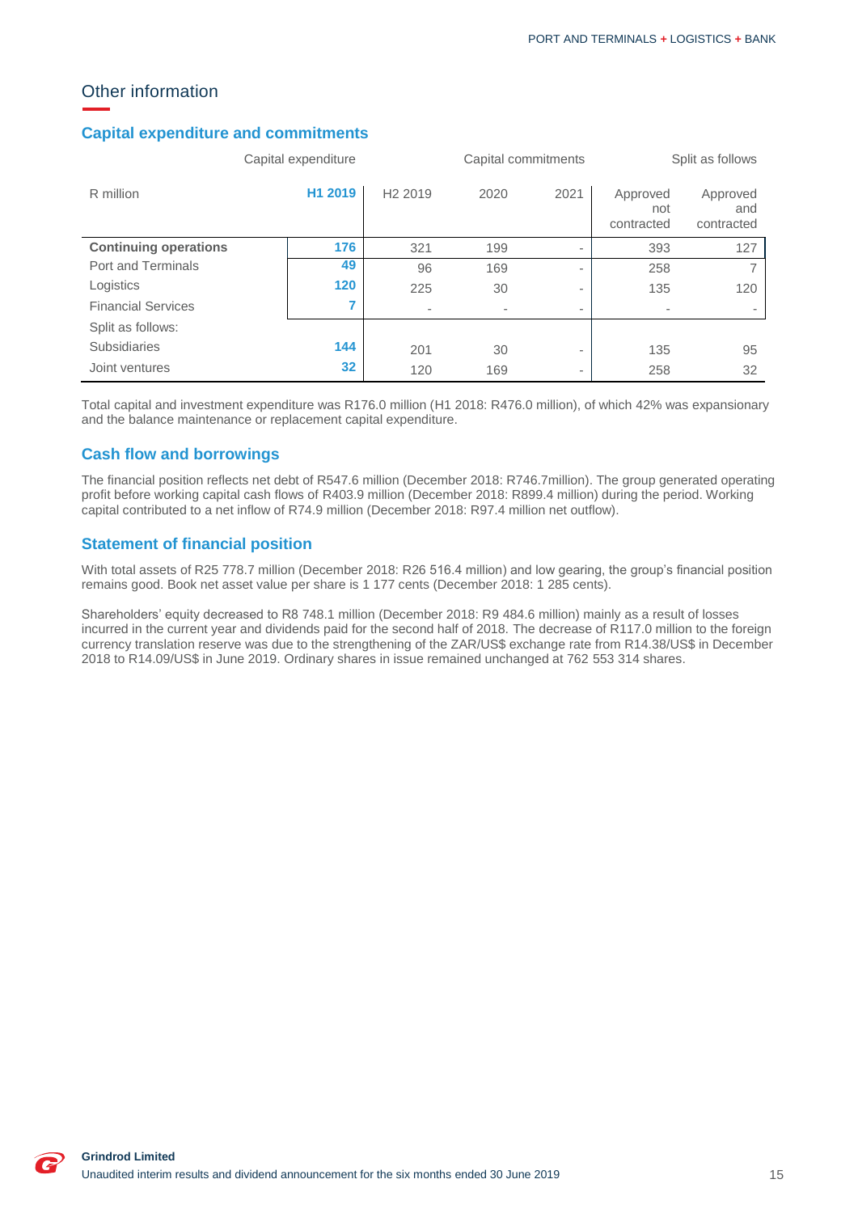## Other information

### Capital expenditure and commitments

| R million | Capital expenditure | Capital commitments | | | Split as follows | |
|---|---|---|---|---|---|---|
| | **H1 2019** | H2 2019 | 2020 | 2021 | Approved not contracted | Approved and contracted |
| **Continuing operations** | **176** | 321 | 199 | - | 393 | 127 |
| Port and Terminals | **49** | 96 | 169 | - | 258 | 7 |
| Logistics | **120** | 225 | 30 | - | 135 | 120 |
| Financial Services | **7** | - | - | - | - | - |
| Split as follows: | | | | | | |
| Subsidiaries | **144** | 201 | 30 | - | 135 | 95 |
| Joint ventures | **32** | 120 | 169 | - | 258 | 32 |

Total capital and investment expenditure was R176.0 million (H1 2018: R476.0 million), of which 42% was expansionary and the balance maintenance or replacement capital expenditure.

### Cash flow and borrowings

The financial position reflects net debt of R547.6 million (December 2018: R746.7million). The group generated operating profit before working capital cash flows of R403.9 million (December 2018: R899.4 million) during the period. Working capital contributed to a net inflow of R74.9 million (December 2018: R97.4 million net outflow).

### Statement of financial position

With total assets of R25 778.7 million (December 2018: R26 516.4 million) and low gearing, the group's financial position remains good. Book net asset value per share is 1 177 cents (December 2018: 1 285 cents).

Shareholders' equity decreased to R8 748.1 million (December 2018: R9 484.6 million) mainly as a result of losses incurred in the current year and dividends paid for the second half of 2018. The decrease of R117.0 million to the foreign currency translation reserve was due to the strengthening of the ZAR/US$ exchange rate from R14.38/US$ in December 2018 to R14.09/US$ in June 2019. Ordinary shares in issue remained unchanged at 762 553 314 shares.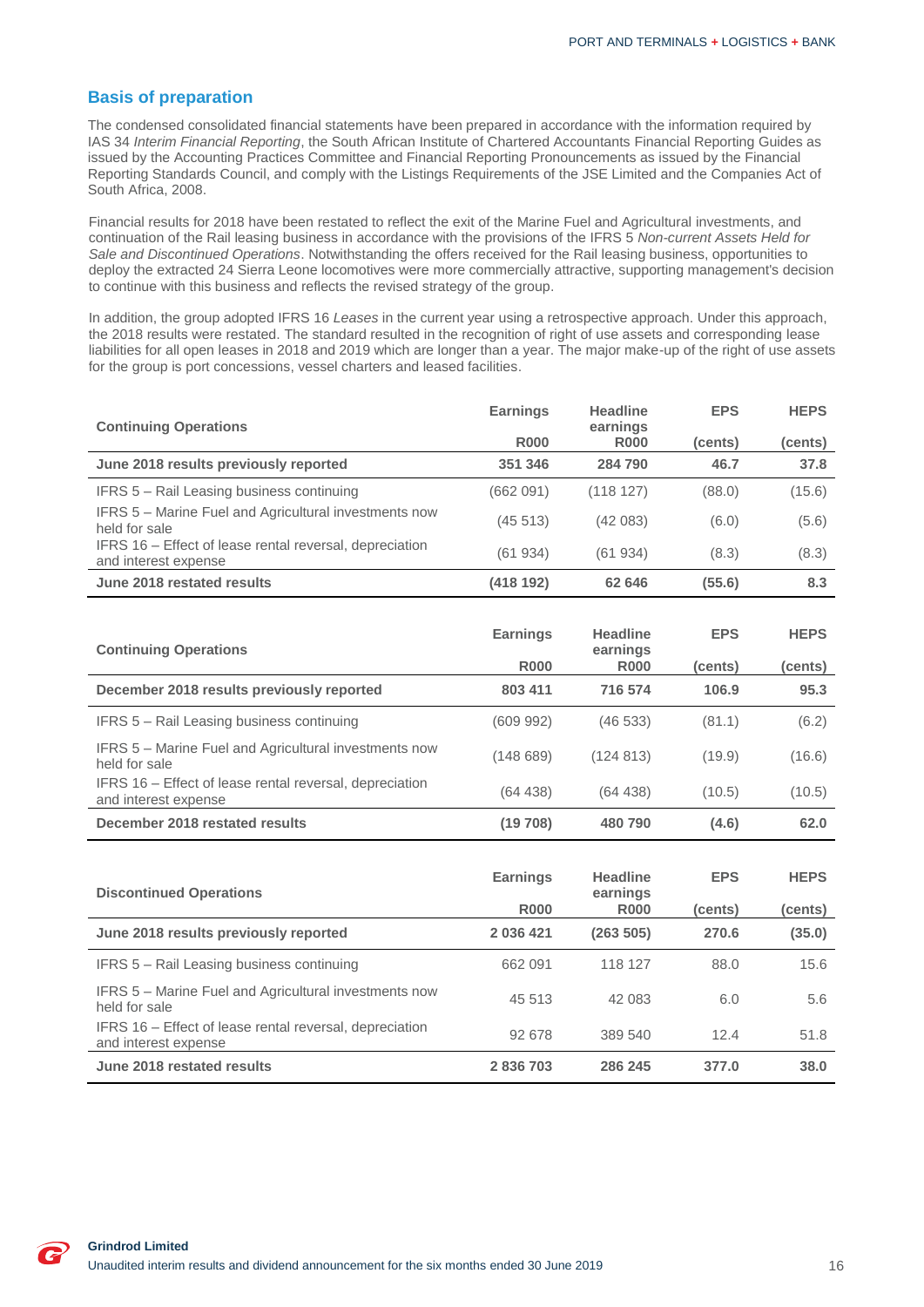## Basis of preparation

The condensed consolidated financial statements have been prepared in accordance with the information required by IAS 34 *Interim Financial Reporting*, the South African Institute of Chartered Accountants Financial Reporting Guides as issued by the Accounting Practices Committee and Financial Reporting Pronouncements as issued by the Financial Reporting Standards Council, and comply with the Listings Requirements of the JSE Limited and the Companies Act of South Africa, 2008.

Financial results for 2018 have been restated to reflect the exit of the Marine Fuel and Agricultural investments, and continuation of the Rail leasing business in accordance with the provisions of the IFRS 5 *Non-current Assets Held for Sale and Discontinued Operations*. Notwithstanding the offers received for the Rail leasing business, opportunities to deploy the extracted 24 Sierra Leone locomotives were more commercially attractive, supporting management's decision to continue with this business and reflects the revised strategy of the group.

In addition, the group adopted IFRS 16 *Leases* in the current year using a retrospective approach. Under this approach, the 2018 results were restated. The standard resulted in the recognition of right of use assets and corresponding lease liabilities for all open leases in 2018 and 2019 which are longer than a year. The major make-up of the right of use assets for the group is port concessions, vessel charters and leased facilities.

| Continuing Operations | Earnings R000 | Headline earnings R000 | EPS (cents) | HEPS (cents) |
|---|---|---|---|---|
| **June 2018 results previously reported** | **351 346** | **284 790** | **46.7** | **37.8** |
| IFRS 5 – Rail Leasing business continuing | (662 091) | (118 127) | (88.0) | (15.6) |
| IFRS 5 – Marine Fuel and Agricultural investments now held for sale | (45 513) | (42 083) | (6.0) | (5.6) |
| IFRS 16 – Effect of lease rental reversal, depreciation and interest expense | (61 934) | (61 934) | (8.3) | (8.3) |
| **June 2018 restated results** | **(418 192)** | **62 646** | **(55.6)** | **8.3** |

| Continuing Operations | Earnings R000 | Headline earnings R000 | EPS (cents) | HEPS (cents) |
|---|---|---|---|---|
| **December 2018 results previously reported** | **803 411** | **716 574** | **106.9** | **95.3** |
| IFRS 5 – Rail Leasing business continuing | (609 992) | (46 533) | (81.1) | (6.2) |
| IFRS 5 – Marine Fuel and Agricultural investments now held for sale | (148 689) | (124 813) | (19.9) | (16.6) |
| IFRS 16 – Effect of lease rental reversal, depreciation and interest expense | (64 438) | (64 438) | (10.5) | (10.5) |
| **December 2018 restated results** | **(19 708)** | **480 790** | **(4.6)** | **62.0** |

| Discontinued Operations | Earnings R000 | Headline earnings R000 | EPS (cents) | HEPS (cents) |
|---|---|---|---|---|
| **June 2018 results previously reported** | **2 036 421** | **(263 505)** | **270.6** | **(35.0)** |
| IFRS 5 – Rail Leasing business continuing | 662 091 | 118 127 | 88.0 | 15.6 |
| IFRS 5 – Marine Fuel and Agricultural investments now held for sale | 45 513 | 42 083 | 6.0 | 5.6 |
| IFRS 16 – Effect of lease rental reversal, depreciation and interest expense | 92 678 | 389 540 | 12.4 | 51.8 |
| **June 2018 restated results** | **2 836 703** | **286 245** | **377.0** | **38.0** |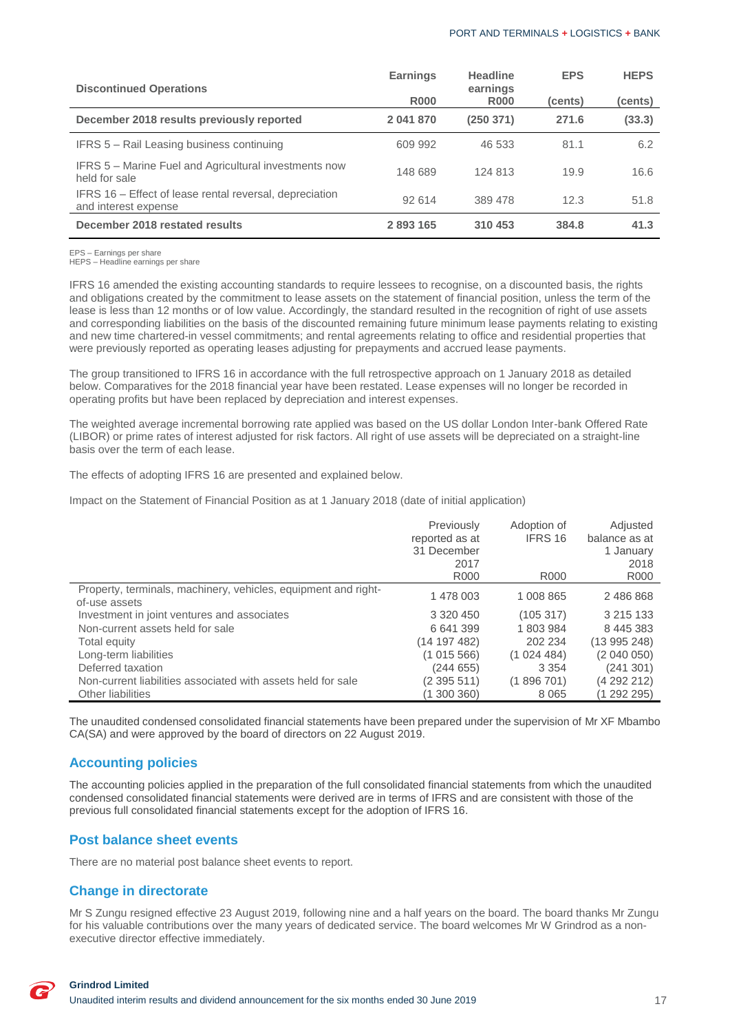| Discontinued Operations | Earnings R000 | Headline earnings R000 | EPS (cents) | HEPS (cents) |
|---|---|---|---|---|
| **December 2018 results previously reported** | **2 041 870** | **(250 371)** | **271.6** | **(33.3)** |
| IFRS 5 – Rail Leasing business continuing | 609 992 | 46 533 | 81.1 | 6.2 |
| IFRS 5 – Marine Fuel and Agricultural investments now held for sale | 148 689 | 124 813 | 19.9 | 16.6 |
| IFRS 16 – Effect of lease rental reversal, depreciation and interest expense | 92 614 | 389 478 | 12.3 | 51.8 |
| **December 2018 restated results** | **2 893 165** | **310 453** | **384.8** | **41.3** |

EPS – Earnings per share
HEPS – Headline earnings per share

IFRS 16 amended the existing accounting standards to require lessees to recognise, on a discounted basis, the rights and obligations created by the commitment to lease assets on the statement of financial position, unless the term of the lease is less than 12 months or of low value. Accordingly, the standard resulted in the recognition of right of use assets and corresponding liabilities on the basis of the discounted remaining future minimum lease payments relating to existing and new time chartered-in vessel commitments; and rental agreements relating to office and residential properties that were previously reported as operating leases adjusting for prepayments and accrued lease payments.

The group transitioned to IFRS 16 in accordance with the full retrospective approach on 1 January 2018 as detailed below. Comparatives for the 2018 financial year have been restated. Lease expenses will no longer be recorded in operating profits but have been replaced by depreciation and interest expenses.

The weighted average incremental borrowing rate applied was based on the US dollar London Inter-bank Offered Rate (LIBOR) or prime rates of interest adjusted for risk factors. All right of use assets will be depreciated on a straight-line basis over the term of each lease.

The effects of adopting IFRS 16 are presented and explained below.

Impact on the Statement of Financial Position as at 1 January 2018 (date of initial application)

| | Previously reported as at 31 December 2017 R000 | Adoption of IFRS 16 R000 | Adjusted balance as at 1 January 2018 R000 |
|---|---|---|---|
| Property, terminals, machinery, vehicles, equipment and right-of-use assets | 1 478 003 | 1 008 865 | 2 486 868 |
| Investment in joint ventures and associates | 3 320 450 | (105 317) | 3 215 133 |
| Non-current assets held for sale | 6 641 399 | 1 803 984 | 8 445 383 |
| Total equity | (14 197 482) | 202 234 | (13 995 248) |
| Long-term liabilities | (1 015 566) | (1 024 484) | (2 040 050) |
| Deferred taxation | (244 655) | 3 354 | (241 301) |
| Non-current liabilities associated with assets held for sale | (2 395 511) | (1 896 701) | (4 292 212) |
| Other liabilities | (1 300 360) | 8 065 | (1 292 295) |

The unaudited condensed consolidated financial statements have been prepared under the supervision of Mr XF Mbambo CA(SA) and were approved by the board of directors on 22 August 2019.

## Accounting policies

The accounting policies applied in the preparation of the full consolidated financial statements from which the unaudited condensed consolidated financial statements were derived are in terms of IFRS and are consistent with those of the previous full consolidated financial statements except for the adoption of IFRS 16.

## Post balance sheet events

There are no material post balance sheet events to report.

## Change in directorate

Mr S Zungu resigned effective 23 August 2019, following nine and a half years on the board. The board thanks Mr Zungu for his valuable contributions over the many years of dedicated service. The board welcomes Mr W Grindrod as a non-executive director effective immediately.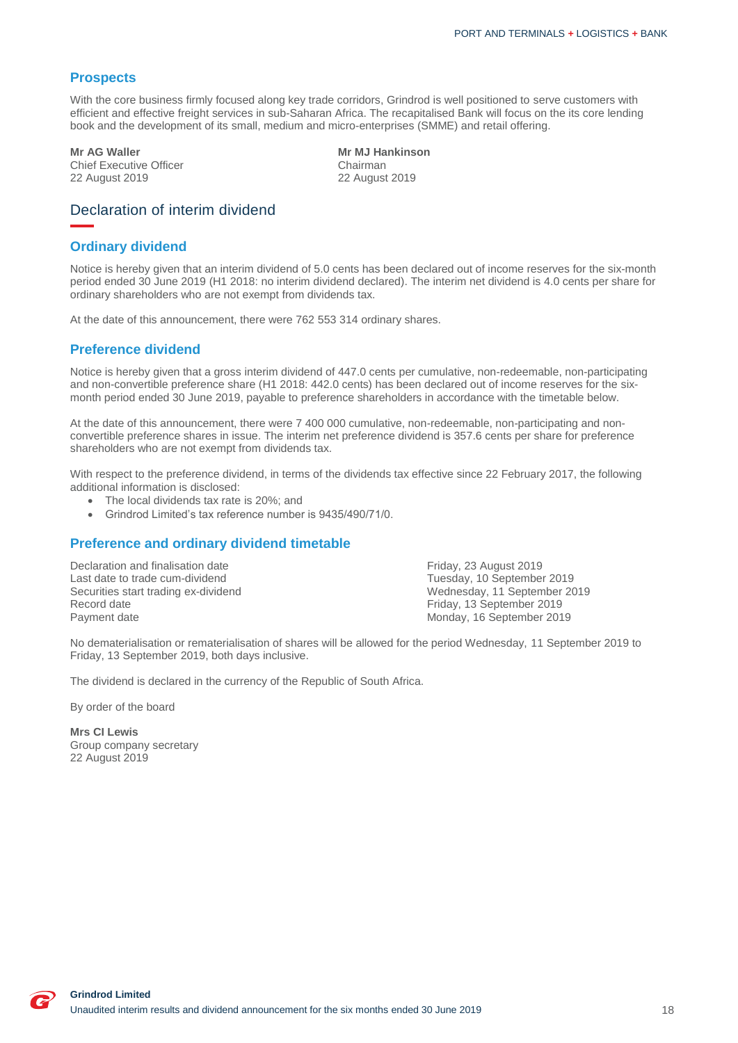## Prospects

With the core business firmly focused along key trade corridors, Grindrod is well positioned to serve customers with efficient and effective freight services in sub-Saharan Africa. The recapitalised Bank will focus on the its core lending book and the development of its small, medium and micro-enterprises (SMME) and retail offering.

**Mr AG Waller**
Chief Executive Officer
22 August 2019

**Mr MJ Hankinson**
Chairman
22 August 2019

# Declaration of interim dividend

## Ordinary dividend

Notice is hereby given that an interim dividend of 5.0 cents has been declared out of income reserves for the six-month period ended 30 June 2019 (H1 2018: no interim dividend declared). The interim net dividend is 4.0 cents per share for ordinary shareholders who are not exempt from dividends tax.

At the date of this announcement, there were 762 553 314 ordinary shares.

## Preference dividend

Notice is hereby given that a gross interim dividend of 447.0 cents per cumulative, non-redeemable, non-participating and non-convertible preference share (H1 2018: 442.0 cents) has been declared out of income reserves for the six-month period ended 30 June 2019, payable to preference shareholders in accordance with the timetable below.

At the date of this announcement, there were 7 400 000 cumulative, non-redeemable, non-participating and non-convertible preference shares in issue. The interim net preference dividend is 357.6 cents per share for preference shareholders who are not exempt from dividends tax.

With respect to the preference dividend, in terms of the dividends tax effective since 22 February 2017, the following additional information is disclosed:

- The local dividends tax rate is 20%; and
- Grindrod Limited's tax reference number is 9435/490/71/0.

## Preference and ordinary dividend timetable

| | |
|---|---|
| Declaration and finalisation date | Friday, 23 August 2019 |
| Last date to trade cum-dividend | Tuesday, 10 September 2019 |
| Securities start trading ex-dividend | Wednesday, 11 September 2019 |
| Record date | Friday, 13 September 2019 |
| Payment date | Monday, 16 September 2019 |

No dematerialisation or rematerialisation of shares will be allowed for the period Wednesday, 11 September 2019 to Friday, 13 September 2019, both days inclusive.

The dividend is declared in the currency of the Republic of South Africa.

By order of the board

**Mrs CI Lewis**
Group company secretary
22 August 2019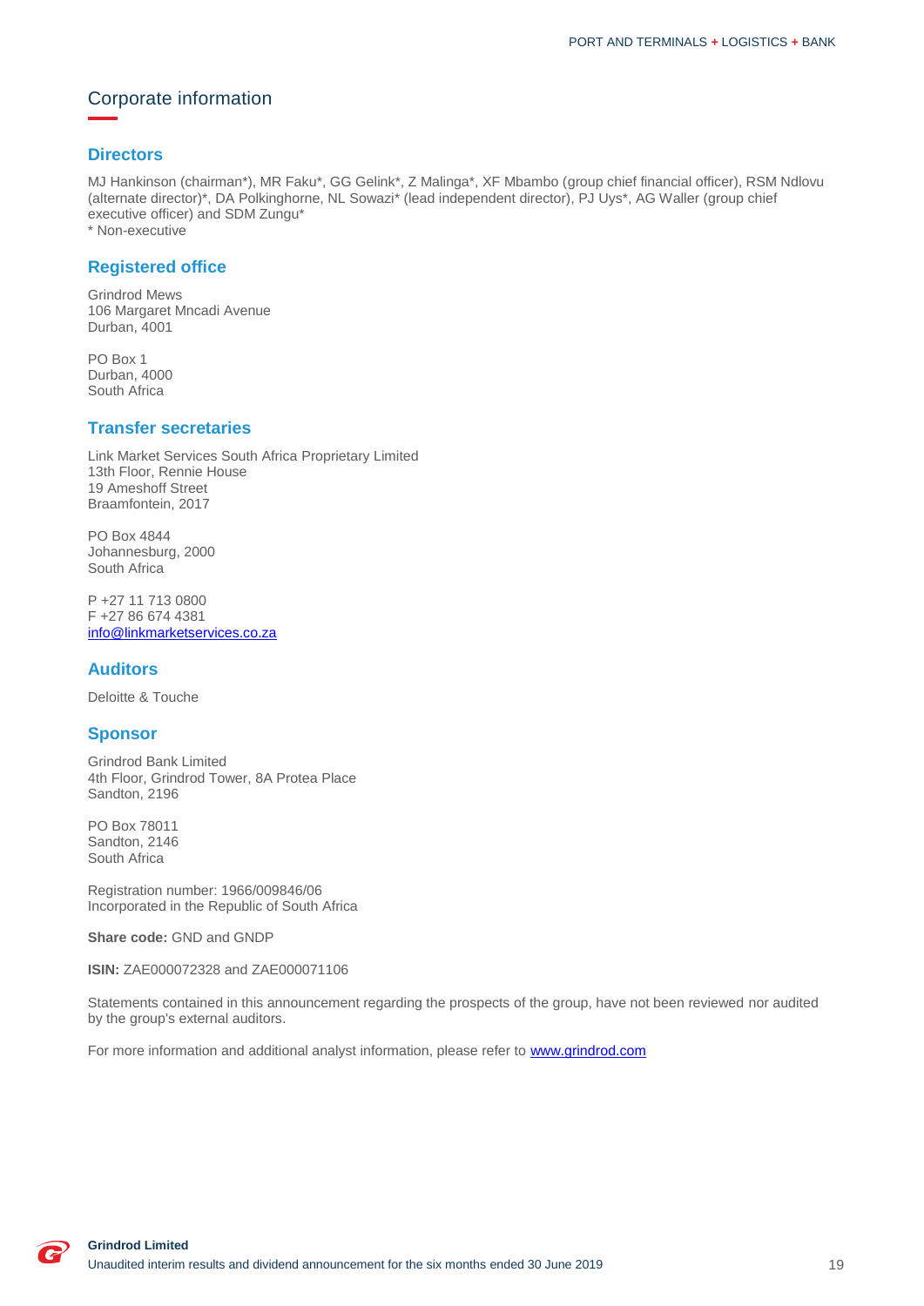# Corporate information

## Directors

MJ Hankinson (chairman*), MR Faku*, GG Gelink*, Z Malinga*, XF Mbambo (group chief financial officer), RSM Ndlovu (alternate director)*, DA Polkinghorne, NL Sowazi* (lead independent director), PJ Uys*, AG Waller (group chief executive officer) and SDM Zungu*
* Non-executive

## Registered office

Grindrod Mews
106 Margaret Mncadi Avenue
Durban, 4001

PO Box 1
Durban, 4000
South Africa

## Transfer secretaries

Link Market Services South Africa Proprietary Limited
13th Floor, Rennie House
19 Ameshoff Street
Braamfontein, 2017

PO Box 4844
Johannesburg, 2000
South Africa

P +27 11 713 0800
F +27 86 674 4381
info@linkmarketservices.co.za

## Auditors

Deloitte & Touche

## Sponsor

Grindrod Bank Limited
4th Floor, Grindrod Tower, 8A Protea Place
Sandton, 2196

PO Box 78011
Sandton, 2146
South Africa

Registration number: 1966/009846/06
Incorporated in the Republic of South Africa

**Share code:** GND and GNDP

**ISIN:** ZAE000072328 and ZAE000071106

Statements contained in this announcement regarding the prospects of the group, have not been reviewed nor audited by the group's external auditors.

For more information and additional analyst information, please refer to www.grindrod.com